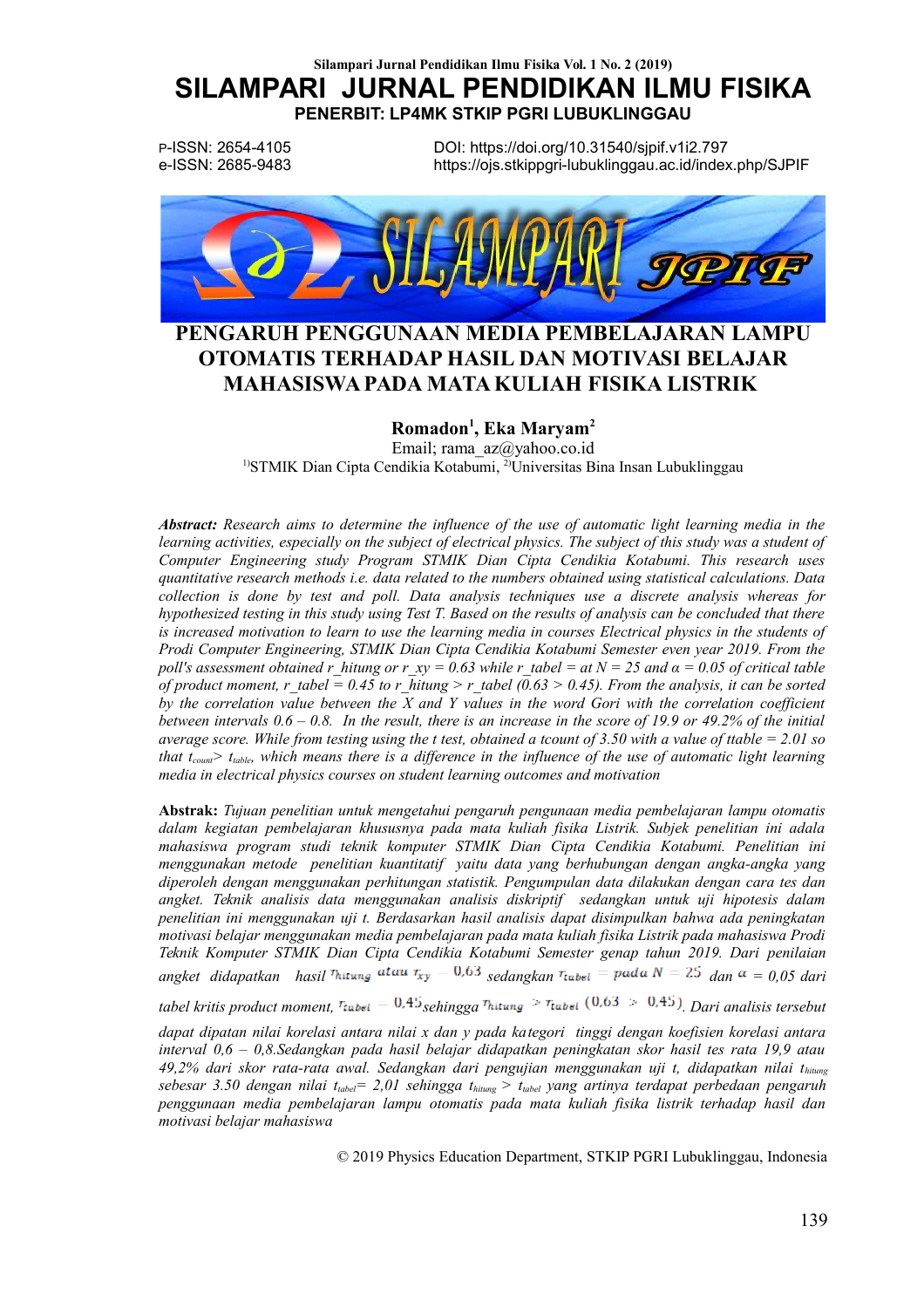# SILAMPARI JURNAL PENDIDIKAN ILMU FISIKA

**PENERBIT: LP4MK STKIP PGRI LUBUKLINGGAU**

P-ISSN: 2654-4105
e-ISSN: 2685-9483

DOI: https://doi.org/10.31540/sjpif.v1i2.797
https://ojs.stkippgri-lubuklinggau.ac.id/index.php/SJPIF

# PENGARUH PENGGUNAAN MEDIA PEMBELAJARAN LAMPU OTOMATIS TERHADAP HASIL DAN MOTIVASI BELAJAR MAHASISWA PADA MATA KULIAH FISIKA LISTRIK

**Romadon[1], Eka Maryam[2]**

Email; rama_az@yahoo.co.id

[1)]STMIK Dian Cipta Cendikia Kotabumi, [2)]Universitas Bina Insan Lubuklinggau

***Abstract:*** *Research aims to determine the influence of the use of automatic light learning media in the learning activities, especially on the subject of electrical physics. The subject of this study was a student of Computer Engineering study Program STMIK Dian Cipta Cendikia Kotabumi. This research uses quantitative research methods i.e. data related to the numbers obtained using statistical calculations. Data collection is done by test and poll. Data analysis techniques use a discrete analysis whereas for hypothesized testing in this study using Test T. Based on the results of analysis can be concluded that there is increased motivation to learn to use the learning media in courses Electrical physics in the students of Prodi Computer Engineering, STMIK Dian Cipta Cendikia Kotabumi Semester even year 2019. From the poll's assessment obtained r_hitung or r_xy = 0.63 while r_tabel = at N = 25 and α = 0.05 of critical table of product moment, r_tabel = 0.45 to r_hitung > r_tabel (0.63 > 0.45). From the analysis, it can be sorted by the correlation value between the X and Y values in the word Gori with the correlation coefficient between intervals 0.6 – 0.8. In the result, there is an increase in the score of 19.9 or 49.2% of the initial average score. While from testing using the t test, obtained a tcount of 3.50 with a value of ttable = 2.01 so that* $t_{count}$ > $t_{table}$, *which means there is a difference in the influence of the use of automatic light learning media in electrical physics courses on student learning outcomes and motivation*

**Abstrak:** *Tujuan penelitian untuk mengetahui pengaruh pengunaan media pembelajaran lampu otomatis dalam kegiatan pembelajaran khususnya pada mata kuliah fisika Listrik. Subjek penelitian ini adala mahasiswa program studi teknik komputer STMIK Dian Cipta Cendikia Kotabumi. Penelitian ini menggunakan metode penelitian kuantitatif yaitu data yang berhubungan dengan angka-angka yang diperoleh dengan menggunakan perhitungan statistik. Pengumpulan data dilakukan dengan cara tes dan angket. Teknik analisis data menggunakan analisis diskriptif sedangkan untuk uji hipotesis dalam penelitian ini menggunakan uji t. Berdasarkan hasil analisis dapat disimpulkan bahwa ada peningkatan motivasi belajar menggunakan media pembelajaran pada mata kuliah fisika Listrik pada mahasiswa Prodi Teknik Komputer STMIK Dian Cipta Cendikia Kotabumi Semester genap tahun 2019. Dari penilaian angket didapatkan hasil* $r_{hitung}$ *atau* $r_{xy} = 0{,}63$ *sedangkan* $r_{tabel} = pada\ N = 25$ *dan* $\alpha = 0{,}05$ *dari tabel kritis product moment,* $r_{tabel} = 0{,}45$ *sehingga* $r_{hitung} > r_{tabel}$ $(0{,}63 > 0{,}45)$. *Dari analisis tersebut dapat dipatan nilai korelasi antara nilai x dan y pada kategori tinggi dengan koefisien nilai korelasi antara interval 0,6 – 0,8.Sedangkan pada hasil belajar didapatkan peningkatan skor hasil tes rata 19,9 atau 49,2% dari skor rata-rata awal. Sedangkan dari pengujian menggunakan uji t, didapatkan nilai* $t_{hitung}$ *sebesar 3.50 dengan nilai* $t_{tabel}$= 2,01 *sehingga* $t_{hitung} > t_{tabel}$ *yang artinya terdapat perbedaan pengaruh penggunaan media pembelajaran lampu otomatis pada mata kuliah fisika listrik terhadap hasil dan motivasi belajar mahasiswa*

© 2019 Physics Education Department, STKIP PGRI Lubuklinggau, Indonesia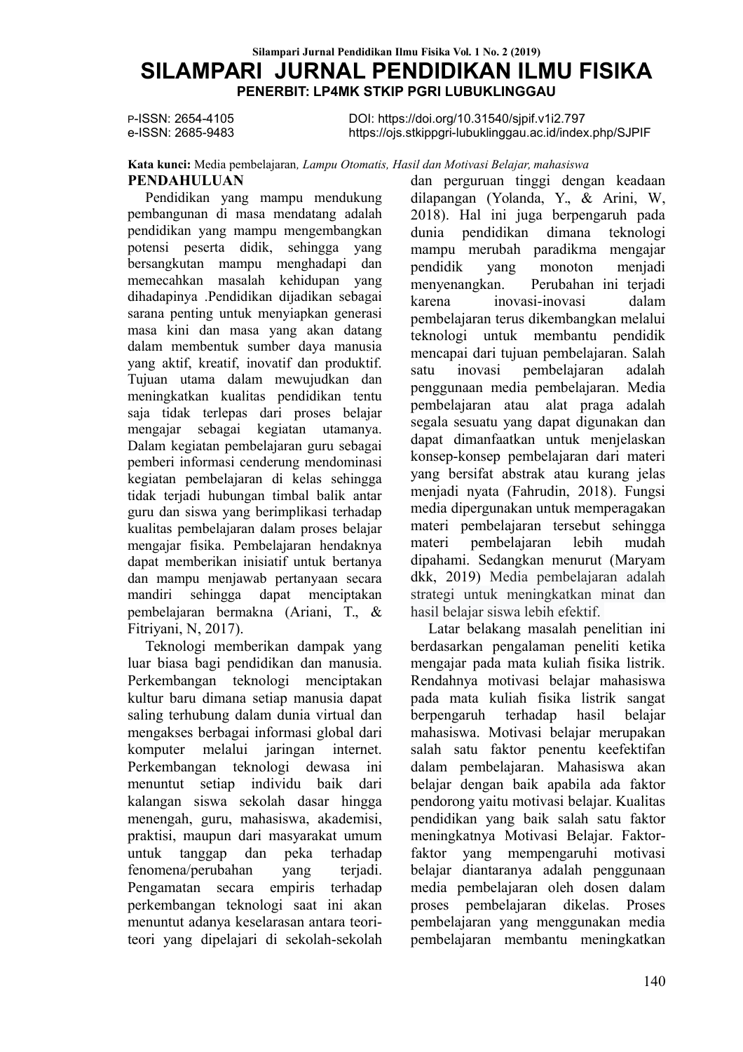**Kata kunci:** Media pembelajaran*, Lampu Otomatis, Hasil dan Motivasi Belajar, mahasiswa*

## PENDAHULUAN

Pendidikan yang mampu mendukung pembangunan di masa mendatang adalah pendidikan yang mampu mengembangkan potensi peserta didik, sehingga yang bersangkutan mampu menghadapi dan memecahkan masalah kehidupan yang dihadapinya .Pendidikan dijadikan sebagai sarana penting untuk menyiapkan generasi masa kini dan masa yang akan datang dalam membentuk sumber daya manusia yang aktif, kreatif, inovatif dan produktif. Tujuan utama dalam mewujudkan dan meningkatkan kualitas pendidikan tentu saja tidak terlepas dari proses belajar mengajar sebagai kegiatan utamanya. Dalam kegiatan pembelajaran guru sebagai pemberi informasi cenderung mendominasi kegiatan pembelajaran di kelas sehingga tidak terjadi hubungan timbal balik antar guru dan siswa yang berimplikasi terhadap kualitas pembelajaran dalam proses belajar mengajar fisika. Pembelajaran hendaknya dapat memberikan inisiatif untuk bertanya dan mampu menjawab pertanyaan secara mandiri sehingga dapat menciptakan pembelajaran bermakna (Ariani, T., & Fitriyani, N, 2017).

Teknologi memberikan dampak yang luar biasa bagi pendidikan dan manusia. Perkembangan teknologi menciptakan kultur baru dimana setiap manusia dapat saling terhubung dalam dunia virtual dan mengakses berbagai informasi global dari komputer melalui jaringan internet. Perkembangan teknologi dewasa ini menuntut setiap individu baik dari kalangan siswa sekolah dasar hingga menengah, guru, mahasiswa, akademisi, praktisi, maupun dari masyarakat umum untuk tanggap dan peka terhadap fenomena/perubahan yang terjadi. Pengamatan secara empiris terhadap perkembangan teknologi saat ini akan menuntut adanya keselarasan antara teori-teori yang dipelajari di sekolah-sekolah dan perguruan tinggi dengan keadaan dilapangan (Yolanda, Y., & Arini, W, 2018). Hal ini juga berpengaruh pada dunia pendidikan dimana teknologi mampu merubah paradikma mengajar pendidik yang monoton menjadi menyenangkan. Perubahan ini terjadi karena inovasi-inovasi dalam pembelajaran terus dikembangkan melalui teknologi untuk membantu pendidik mencapai dari tujuan pembelajaran. Salah satu inovasi pembelajaran adalah penggunaan media pembelajaran. Media pembelajaran atau alat praga adalah segala sesuatu yang dapat digunakan dan dapat dimanfaatkan untuk menjelaskan konsep-konsep pembelajaran dari materi yang bersifat abstrak atau kurang jelas menjadi nyata (Fahrudin, 2018). Fungsi media dipergunakan untuk memperagakan materi pembelajaran tersebut sehingga materi pembelajaran lebih mudah dipahami. Sedangkan menurut (Maryam dkk, 2019) Media pembelajaran adalah strategi untuk meningkatkan minat dan hasil belajar siswa lebih efektif.

Latar belakang masalah penelitian ini berdasarkan pengalaman peneliti ketika mengajar pada mata kuliah fisika listrik. Rendahnya motivasi belajar mahasiswa pada mata kuliah fisika listrik sangat berpengaruh terhadap hasil belajar mahasiswa. Motivasi belajar merupakan salah satu faktor penentu keefektifan dalam pembelajaran. Mahasiswa akan belajar dengan baik apabila ada faktor pendorong yaitu motivasi belajar. Kualitas pendidikan yang baik salah satu faktor meningkatnya Motivasi Belajar. Faktor-faktor yang mempengaruhi motivasi belajar diantaranya adalah penggunaan media pembelajaran oleh dosen dalam proses pembelajaran dikelas. Proses pembelajaran yang menggunakan media pembelajaran membantu meningkatkan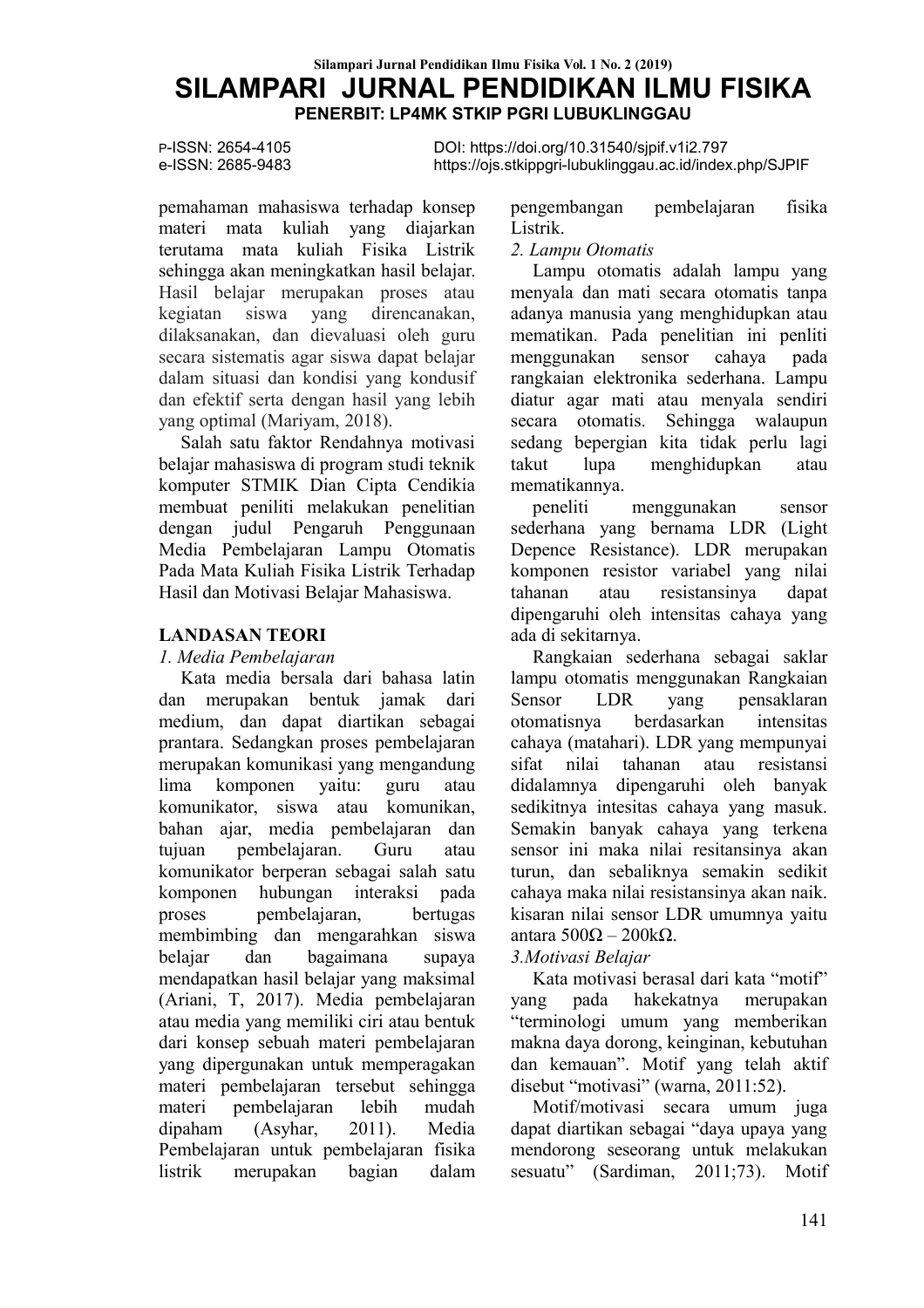pemahaman mahasiswa terhadap konsep materi mata kuliah yang diajarkan terutama mata kuliah Fisika Listrik sehingga akan meningkatkan hasil belajar. Hasil belajar merupakan proses atau kegiatan siswa yang direncanakan, dilaksanakan, dan dievaluasi oleh guru secara sistematis agar siswa dapat belajar dalam situasi dan kondisi yang kondusif dan efektif serta dengan hasil yang lebih yang optimal (Mariyam, 2018).

Salah satu faktor Rendahnya motivasi belajar mahasiswa di program studi teknik komputer STMIK Dian Cipta Cendikia membuat peniliti melakukan penelitian dengan judul Pengaruh Penggunaan Media Pembelajaran Lampu Otomatis Pada Mata Kuliah Fisika Listrik Terhadap Hasil dan Motivasi Belajar Mahasiswa.

## LANDASAN TEORI

*1. Media Pembelajaran*

Kata media bersala dari bahasa latin dan merupakan bentuk jamak dari medium, dan dapat diartikan sebagai prantara. Sedangkan proses pembelajaran merupakan komunikasi yang mengandung lima komponen yaitu: guru atau komunikator, siswa atau komunikan, bahan ajar, media pembelajaran dan tujuan pembelajaran. Guru atau komunikator berperan sebagai salah satu komponen hubungan interaksi pada proses pembelajaran, bertugas membimbing dan mengarahkan siswa belajar dan bagaimana supaya mendapatkan hasil belajar yang maksimal (Ariani, T, 2017). Media pembelajaran atau media yang memiliki ciri atau bentuk dari konsep sebuah materi pembelajaran yang dipergunakan untuk memperagakan materi pembelajaran tersebut sehingga materi pembelajaran lebih mudah dipaham (Asyhar, 2011). Media Pembelajaran untuk pembelajaran fisika listrik merupakan bagian dalam pengembangan pembelajaran fisika Listrik.

*2. Lampu Otomatis*

Lampu otomatis adalah lampu yang menyala dan mati secara otomatis tanpa adanya manusia yang menghidupkan atau mematikan. Pada penelitian ini penliti menggunakan sensor cahaya pada rangkaian elektronika sederhana. Lampu diatur agar mati atau menyala sendiri secara otomatis. Sehingga walaupun sedang bepergian kita tidak perlu lagi takut lupa menghidupkan atau mematikannya.

peneliti menggunakan sensor sederhana yang bernama LDR (Light Depence Resistance). LDR merupakan komponen resistor variabel yang nilai tahanan atau resistansinya dapat dipengaruhi oleh intensitas cahaya yang ada di sekitarnya.

Rangkaian sederhana sebagai saklar lampu otomatis menggunakan Rangkaian Sensor LDR yang pensaklaran otomatisnya berdasarkan intensitas cahaya (matahari). LDR yang mempunyai sifat nilai tahanan atau resistansi didalamnya dipengaruhi oleh banyak sedikitnya intesitas cahaya yang masuk. Semakin banyak cahaya yang terkena sensor ini maka nilai resitansinya akan turun, dan sebaliknya semakin sedikit cahaya maka nilai resistansinya akan naik. kisaran nilai sensor LDR umumnya yaitu antara $500\Omega$ – $200k\Omega$.

*3.Motivasi Belajar*

Kata motivasi berasal dari kata "motif" yang pada hakekatnya merupakan "terminologi umum yang memberikan makna daya dorong, keinginan, kebutuhan dan kemauan". Motif yang telah aktif disebut "motivasi" (warna, 2011:52).

Motif/motivasi secara umum juga dapat diartikan sebagai "daya upaya yang mendorong seseorang untuk melakukan sesuatu" (Sardiman, 2011;73). Motif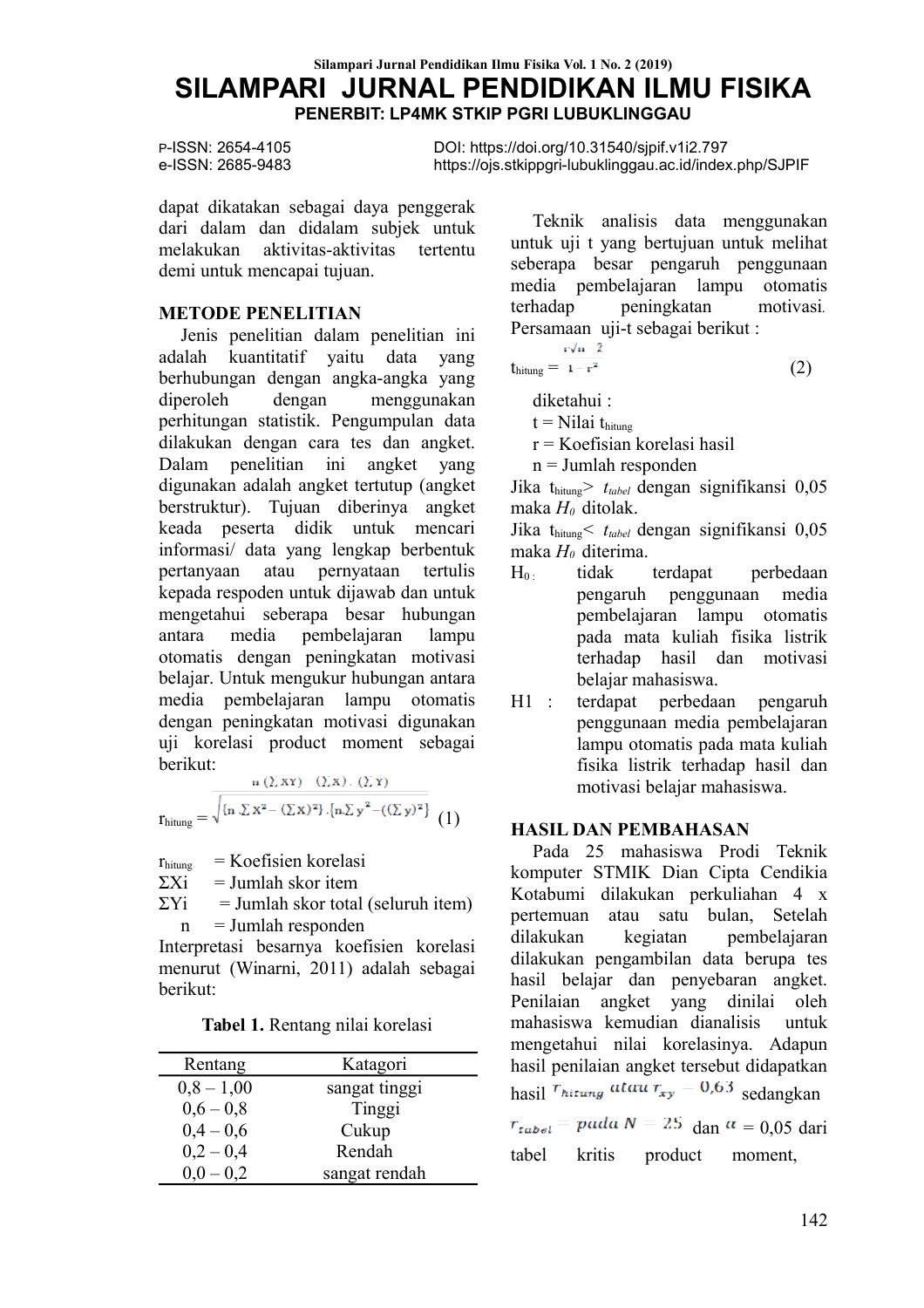dapat dikatakan sebagai daya penggerak dari dalam dan didalam subjek untuk melakukan aktivitas-aktivitas tertentu demi untuk mencapai tujuan.

## METODE PENELITIAN

Jenis penelitian dalam penelitian ini adalah kuantitatif yaitu data yang berhubungan dengan angka-angka yang diperoleh dengan menggunakan perhitungan statistik. Pengumpulan data dilakukan dengan cara tes dan angket. Dalam penelitian ini angket yang digunakan adalah angket tertutup (angket berstruktur). Tujuan diberinya angket keada peserta didik untuk mencari informasi/ data yang lengkap berbentuk pertanyaan atau pernyataan tertulis kepada respoden untuk dijawab dan untuk mengetahui seberapa besar hubungan antara media pembelajaran lampu otomatis dengan peningkatan motivasi belajar. Untuk mengukur hubungan antara media pembelajaran lampu otomatis dengan peningkatan motivasi digunakan uji korelasi product moment sebagai berikut:

$$r_{hitung} = \frac{n(\sum XY) - (\sum X).(\sum Y)}{\sqrt{\{n.\sum X^2 - (\sum X)^2\}.\{n.\sum y^2 - ((\sum y)^2\}}} \quad (1)$$

$r_{hitung}$ = Koefisien korelasi
$\Sigma Xi$ = Jumlah skor item
$\Sigma Yi$ = Jumlah skor total (seluruh item)
n = Jumlah responden

Interpretasi besarnya koefisien korelasi menurut (Winarni, 2011) adalah sebagai berikut:

**Tabel 1.** Rentang nilai korelasi

| Rentang | Katagori |
|---|---|
| 0,8 – 1,00 | sangat tinggi |
| 0,6 – 0,8 | Tinggi |
| 0,4 – 0,6 | Cukup |
| 0,2 – 0,4 | Rendah |
| 0,0 – 0,2 | sangat rendah |

Teknik analisis data menggunakan untuk uji t yang bertujuan untuk melihat seberapa besar pengaruh penggunaan media pembelajaran lampu otomatis terhadap peningkatan motivasi. Persamaan uji-t sebagai berikut :

$$t_{hitung} = \frac{r\sqrt{n-2}}{1-r^2} \quad (2)$$

diketahui :
t = Nilai $t_{hitung}$
r = Koefisian korelasi hasil
n = Jumlah responden

Jika $t_{hitung} > t_{tabel}$ dengan signifikansi 0,05 maka $H_0$ ditolak.
Jika $t_{hitung} < t_{tabel}$ dengan signifikansi 0,05 maka $H_0$ diterima.

$H_0$ : tidak terdapat perbedaan pengaruh penggunaan media pembelajaran lampu otomatis pada mata kuliah fisika listrik terhadap hasil dan motivasi belajar mahasiswa.

H1 : terdapat perbedaan pengaruh penggunaan media pembelajaran lampu otomatis pada mata kuliah fisika listrik terhadap hasil dan motivasi belajar mahasiswa.

## HASIL DAN PEMBAHASAN

Pada 25 mahasiswa Prodi Teknik komputer STMIK Dian Cipta Cendikia Kotabumi dilakukan perkuliahan 4 x pertemuan atau satu bulan, Setelah dilakukan kegiatan pembelajaran dilakukan pengambilan data berupa tes hasil belajar dan penyebaran angket. Penilaian angket yang dinilai oleh mahasiswa kemudian dianalisis untuk mengetahui nilai korelasinya. Adapun hasil penilaian angket tersebut didapatkan hasil $r_{hitung}$ $atau$ $r_{xy} = 0{,}63$ sedangkan $r_{tabel} = pada\ N = 25$ dan $\alpha = 0{,}05$ dari tabel kritis product moment,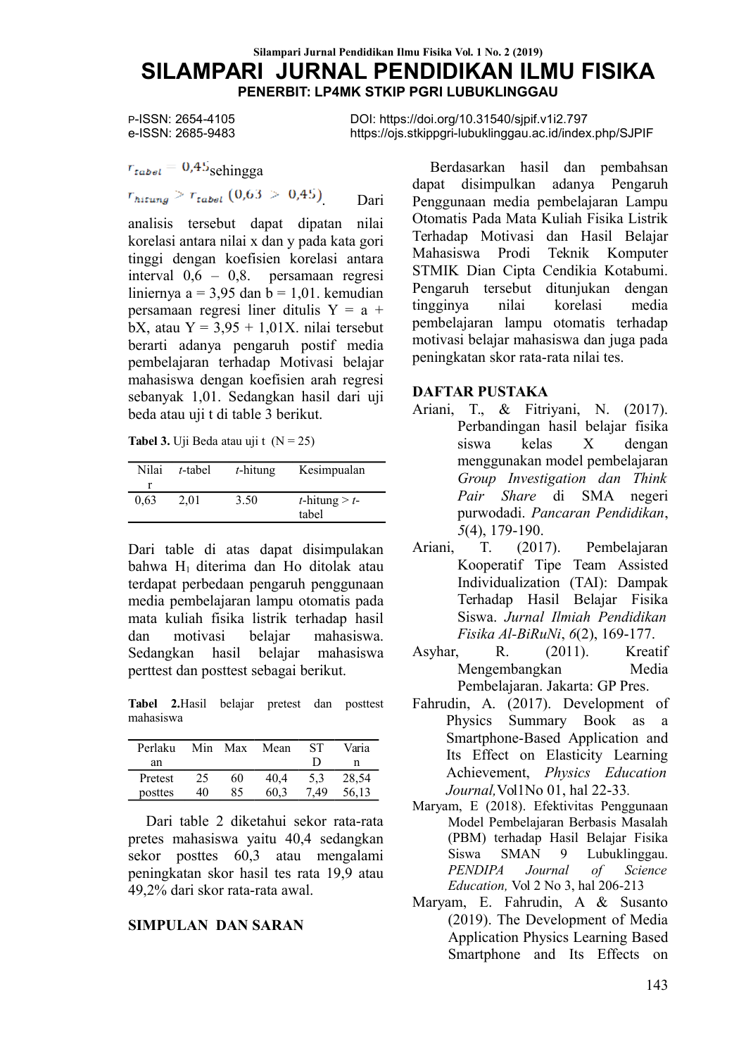$r_{tabel} = 0,45$ sehingga $r_{hitung} > r_{tabel}$ $(0,63 > 0,45)$. Dari analisis tersebut dapat dipatan nilai korelasi antara nilai x dan y pada kata gori tinggi dengan koefisien korelasi antara interval 0,6 – 0,8. persamaan regresi liniernya a = 3,95 dan b = 1,01. kemudian persamaan regresi liner ditulis Y = a + bX, atau Y = 3,95 + 1,01X. nilai tersebut berarti adanya pengaruh postif media pembelajaran terhadap Motivasi belajar mahasiswa dengan koefisien arah regresi sebanyak 1,01. Sedangkan hasil dari uji beda atau uji t di table 3 berikut.

**Tabel 3.** Uji Beda atau uji t (N = 25)

| Nilai r | *t*-tabel | *t*-hitung | Kesimpualan |
|---|---|---|---|
| 0,63 | 2,01 | 3.50 | *t*-hitung > *t*-tabel |

Dari table di atas dapat disimpulakan bahwa $H_1$ diterima dan Ho ditolak atau terdapat perbedaan pengaruh penggunaan media pembelajaran lampu otomatis pada mata kuliah fisika listrik terhadap hasil dan motivasi belajar mahasiswa. Sedangkan hasil belajar mahasiswa perttest dan posttest sebagai berikut.

**Tabel 2.**Hasil belajar pretest dan posttest mahasiswa

| Perlakuan | Min | Max | Mean | STD | Varian |
|---|---|---|---|---|---|
| Pretest | 25 | 60 | 40,4 | 5,3 | 28,54 |
| posttes | 40 | 85 | 60,3 | 7,49 | 56,13 |

Dari table 2 diketahui sekor rata-rata pretes mahasiswa yaitu 40,4 sedangkan sekor posttes 60,3 atau mengalami peningkatan skor hasil tes rata 19,9 atau 49,2% dari skor rata-rata awal.

## SIMPULAN DAN SARAN

Berdasarkan hasil dan pembahsan dapat disimpulkan adanya Pengaruh Penggunaan media pembelajaran Lampu Otomatis Pada Mata Kuliah Fisika Listrik Terhadap Motivasi dan Hasil Belajar Mahasiswa Prodi Teknik Komputer STMIK Dian Cipta Cendikia Kotabumi. Pengaruh tersebut ditunjukan dengan tingginya nilai korelasi media pembelajaran lampu otomatis terhadap motivasi belajar mahasiswa dan juga pada peningkatan skor rata-rata nilai tes.

## DAFTAR PUSTAKA

Ariani, T., & Fitriyani, N. (2017). Perbandingan hasil belajar fisika siswa kelas X dengan menggunakan model pembelajaran *Group Investigation dan Think Pair Share* di SMA negeri purwodadi. *Pancaran Pendidikan*, *5*(4), 179-190.

Ariani, T. (2017). Pembelajaran Kooperatif Tipe Team Assisted Individualization (TAI): Dampak Terhadap Hasil Belajar Fisika Siswa. *Jurnal Ilmiah Pendidikan Fisika Al-BiRuNi*, *6*(2), 169-177.

Asyhar, R. (2011). Kreatif Mengembangkan Media Pembelajaran. Jakarta: GP Pres.

Fahrudin, A. (2017). Development of Physics Summary Book as a Smartphone-Based Application and Its Effect on Elasticity Learning Achievement, *Physics Education Journal,*Vol1No 01, hal 22-33.

Maryam, E (2018). Efektivitas Penggunaan Model Pembelajaran Berbasis Masalah (PBM) terhadap Hasil Belajar Fisika Siswa SMAN 9 Lubuklinggau. *PENDIPA Journal of Science Education,* Vol 2 No 3, hal 206-213

Maryam, E. Fahrudin, A & Susanto (2019). The Development of Media Application Physics Learning Based Smartphone and Its Effects on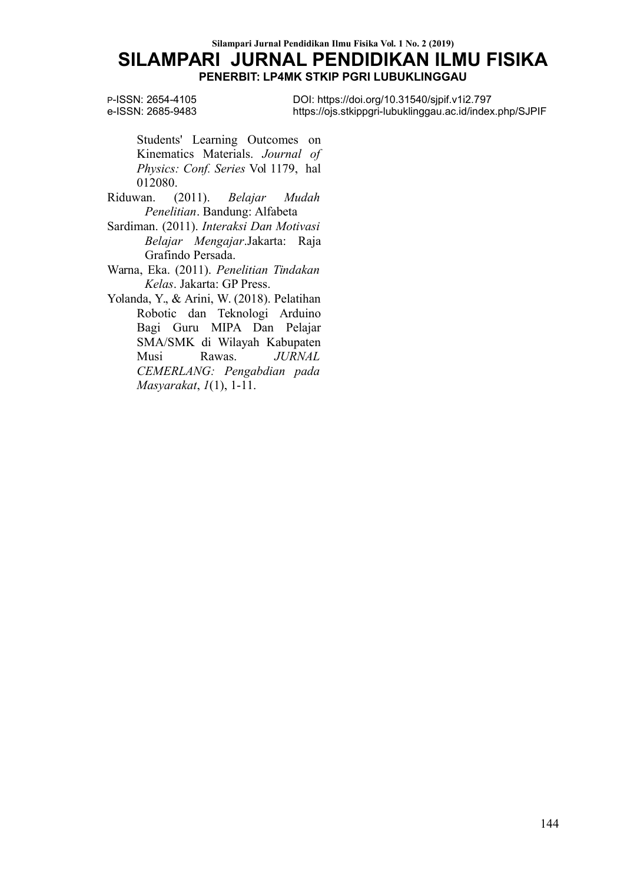Students' Learning Outcomes on Kinematics Materials. *Journal of Physics: Conf. Series* Vol 1179, hal 012080.

Riduwan. (2011). *Belajar Mudah Penelitian*. Bandung: Alfabeta

Sardiman. (2011). *Interaksi Dan Motivasi Belajar Mengajar*.Jakarta: Raja Grafindo Persada.

Warna, Eka. (2011). *Penelitian Tindakan Kelas*. Jakarta: GP Press.

Yolanda, Y., & Arini, W. (2018). Pelatihan Robotic dan Teknologi Arduino Bagi Guru MIPA Dan Pelajar SMA/SMK di Wilayah Kabupaten Musi Rawas. *JURNAL CEMERLANG: Pengabdian pada Masyarakat*, *1*(1), 1-11.